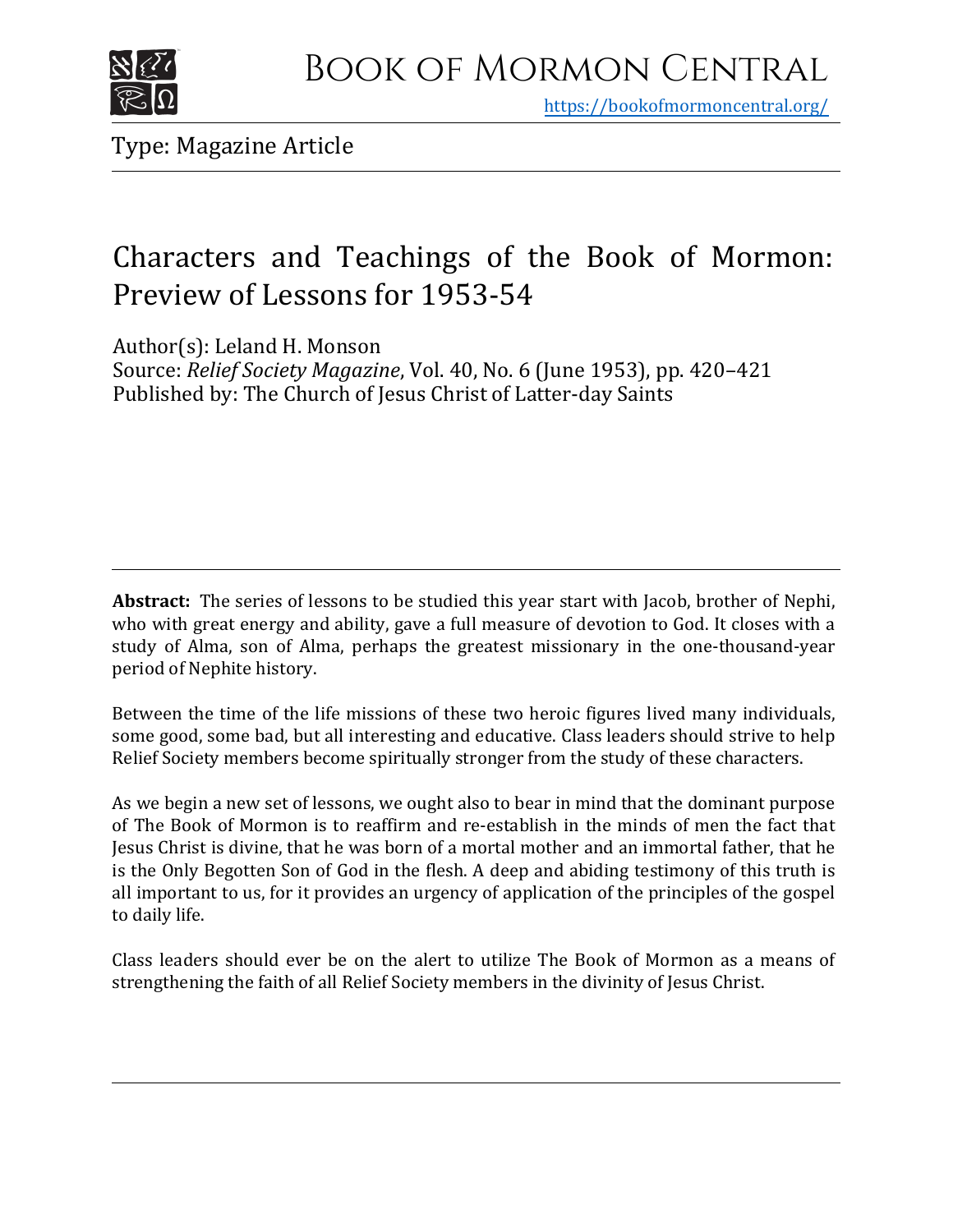Book of Mormon Central

https://bookofmormoncentral.org/

Type: Magazine Article

# Characters and Teachings of the Book of Mormon: Preview of Lessons for 1953-54

Author(s): Leland H. Monson
Source: *Relief Society Magazine*, Vol. 40, No. 6 (June 1953), pp. 420–421
Published by: The Church of Jesus Christ of Latter-day Saints

---

**Abstract:** The series of lessons to be studied this year start with Jacob, brother of Nephi, who with great energy and ability, gave a full measure of devotion to God. It closes with a study of Alma, son of Alma, perhaps the greatest missionary in the one-thousand-year period of Nephite history.

Between the time of the life missions of these two heroic figures lived many individuals, some good, some bad, but all interesting and educative. Class leaders should strive to help Relief Society members become spiritually stronger from the study of these characters.

As we begin a new set of lessons, we ought also to bear in mind that the dominant purpose of The Book of Mormon is to reaffirm and re-establish in the minds of men the fact that Jesus Christ is divine, that he was born of a mortal mother and an immortal father, that he is the Only Begotten Son of God in the flesh. A deep and abiding testimony of this truth is all important to us, for it provides an urgency of application of the principles of the gospel to daily life.

Class leaders should ever be on the alert to utilize The Book of Mormon as a means of strengthening the faith of all Relief Society members in the divinity of Jesus Christ.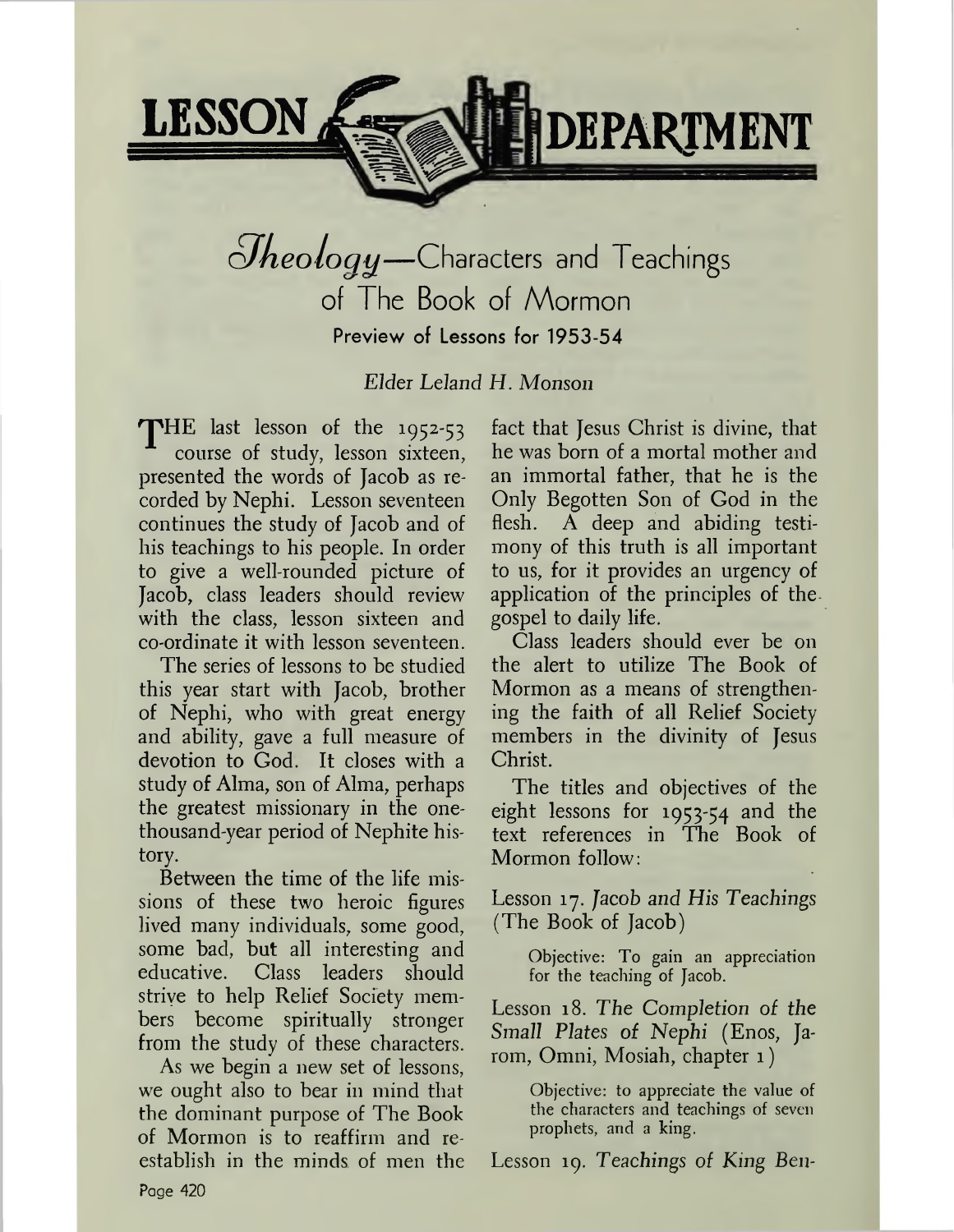# LESSON DEPARTMENT

## *Theology*—Characters and Teachings of The Book of Mormon

### Preview of Lessons for 1953-54

*Elder Leland H. Monson*

THE last lesson of the 1952-53 course of study, lesson sixteen, presented the words of Jacob as recorded by Nephi. Lesson seventeen continues the study of Jacob and of his teachings to his people. In order to give a well-rounded picture of Jacob, class leaders should review with the class, lesson sixteen and co-ordinate it with lesson seventeen.

The series of lessons to be studied this year start with Jacob, brother of Nephi, who with great energy and ability, gave a full measure of devotion to God. It closes with a study of Alma, son of Alma, perhaps the greatest missionary in the one-thousand-year period of Nephite history.

Between the time of the life missions of these two heroic figures lived many individuals, some good, some bad, but all interesting and educative. Class leaders should strive to help Relief Society members become spiritually stronger from the study of these characters.

As we begin a new set of lessons, we ought also to bear in mind that the dominant purpose of The Book of Mormon is to reaffirm and re-establish in the minds of men the fact that Jesus Christ is divine, that he was born of a mortal mother and an immortal father, that he is the Only Begotten Son of God in the flesh. A deep and abiding testimony of this truth is all important to us, for it provides an urgency of application of the principles of the gospel to daily life.

Class leaders should ever be on the alert to utilize The Book of Mormon as a means of strengthening the faith of all Relief Society members in the divinity of Jesus Christ.

The titles and objectives of the eight lessons for 1953-54 and the text references in The Book of Mormon follow:

Lesson 17. *Jacob and His Teachings* (The Book of Jacob)

> Objective: To gain an appreciation for the teaching of Jacob.

Lesson 18. *The Completion of the Small Plates of Nephi* (Enos, Jarom, Omni, Mosiah, chapter 1)

> Objective: to appreciate the value of the characters and teachings of seven prophets, and a king.

Lesson 19. *Teachings of King Ben-*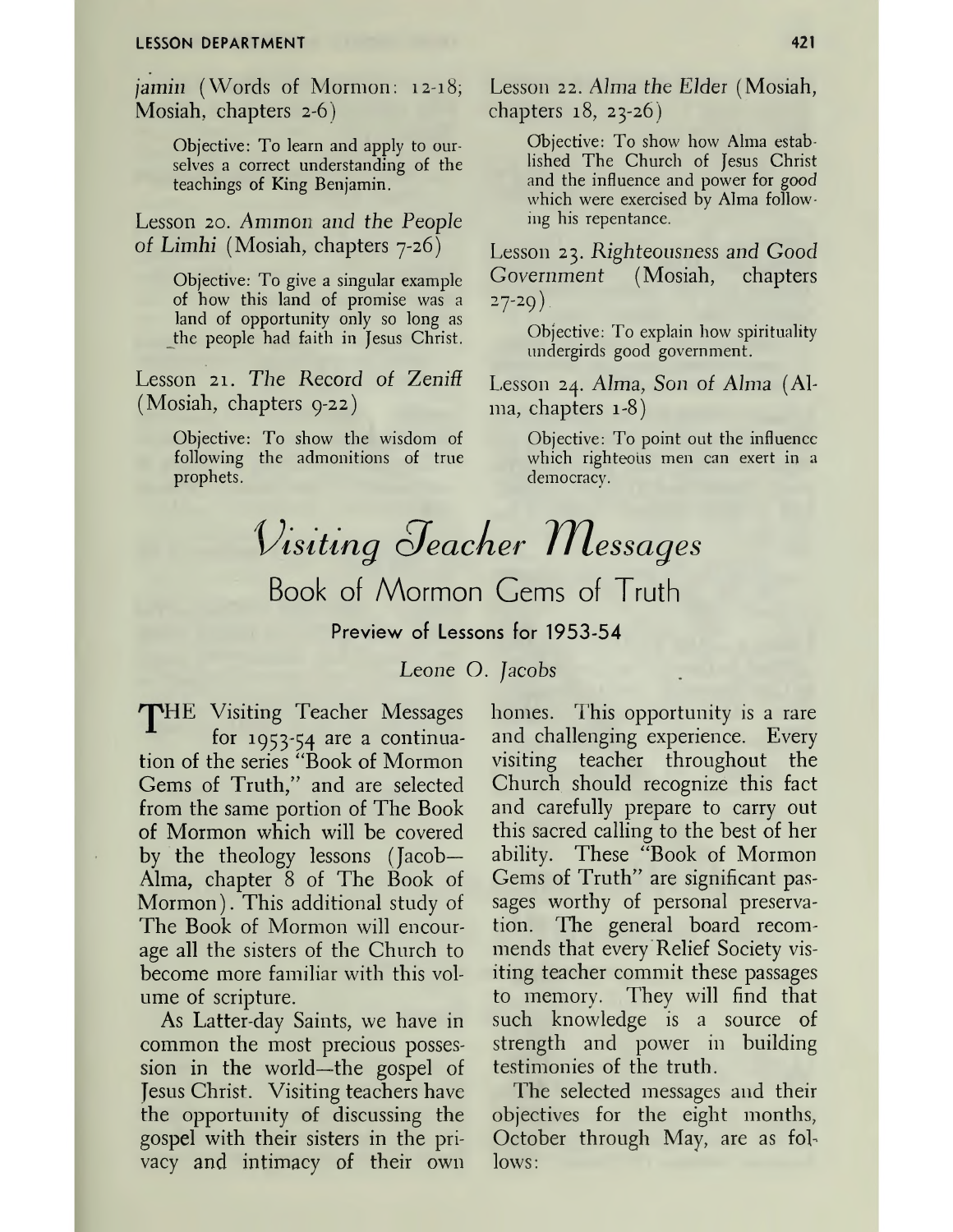*jamin* (Words of Mormon: 12-18; Mosiah, chapters 2-6)

> Objective: To learn and apply to ourselves a correct understanding of the teachings of King Benjamin.

Lesson 20. *Ammon and the People of Limhi* (Mosiah, chapters 7-26)

> Objective: To give a singular example of how this land of promise was a land of opportunity only so long as the people had faith in Jesus Christ.

Lesson 21. *The Record of Zeniff* (Mosiah, chapters 9-22)

> Objective: To show the wisdom of following the admonitions of true prophets.

Lesson 22. *Alma the Elder* (Mosiah, chapters 18, 23-26)

> Objective: To show how Alma established The Church of Jesus Christ and the influence and power for good which were exercised by Alma following his repentance.

Lesson 23. *Righteousness and Good Government* (Mosiah, chapters 27-29).

> Objective: To explain how spirituality undergirds good government.

Lesson 24. *Alma, Son of Alma* (Alma, chapters 1-8)

> Objective: To point out the influence which righteous men can exert in a democracy.

# *Visiting Teacher Messages*

## Book of Mormon Gems of Truth

### Preview of Lessons for 1953-54

*Leone O. Jacobs*

THE Visiting Teacher Messages for 1953-54 are a continuation of the series "Book of Mormon Gems of Truth," and are selected from the same portion of The Book of Mormon which will be covered by the theology lessons (Jacob—Alma, chapter 8 of The Book of Mormon). This additional study of The Book of Mormon will encourage all the sisters of the Church to become more familiar with this volume of scripture.

As Latter-day Saints, we have in common the most precious possession in the world—the gospel of Jesus Christ. Visiting teachers have the opportunity of discussing the gospel with their sisters in the privacy and intimacy of their own homes. This opportunity is a rare and challenging experience. Every visiting teacher throughout the Church should recognize this fact and carefully prepare to carry out this sacred calling to the best of her ability. These "Book of Mormon Gems of Truth" are significant passages worthy of personal preservation. The general board recommends that every Relief Society visiting teacher commit these passages to memory. They will find that such knowledge is a source of strength and power in building testimonies of the truth.

The selected messages and their objectives for the eight months, October through May, are as follows: